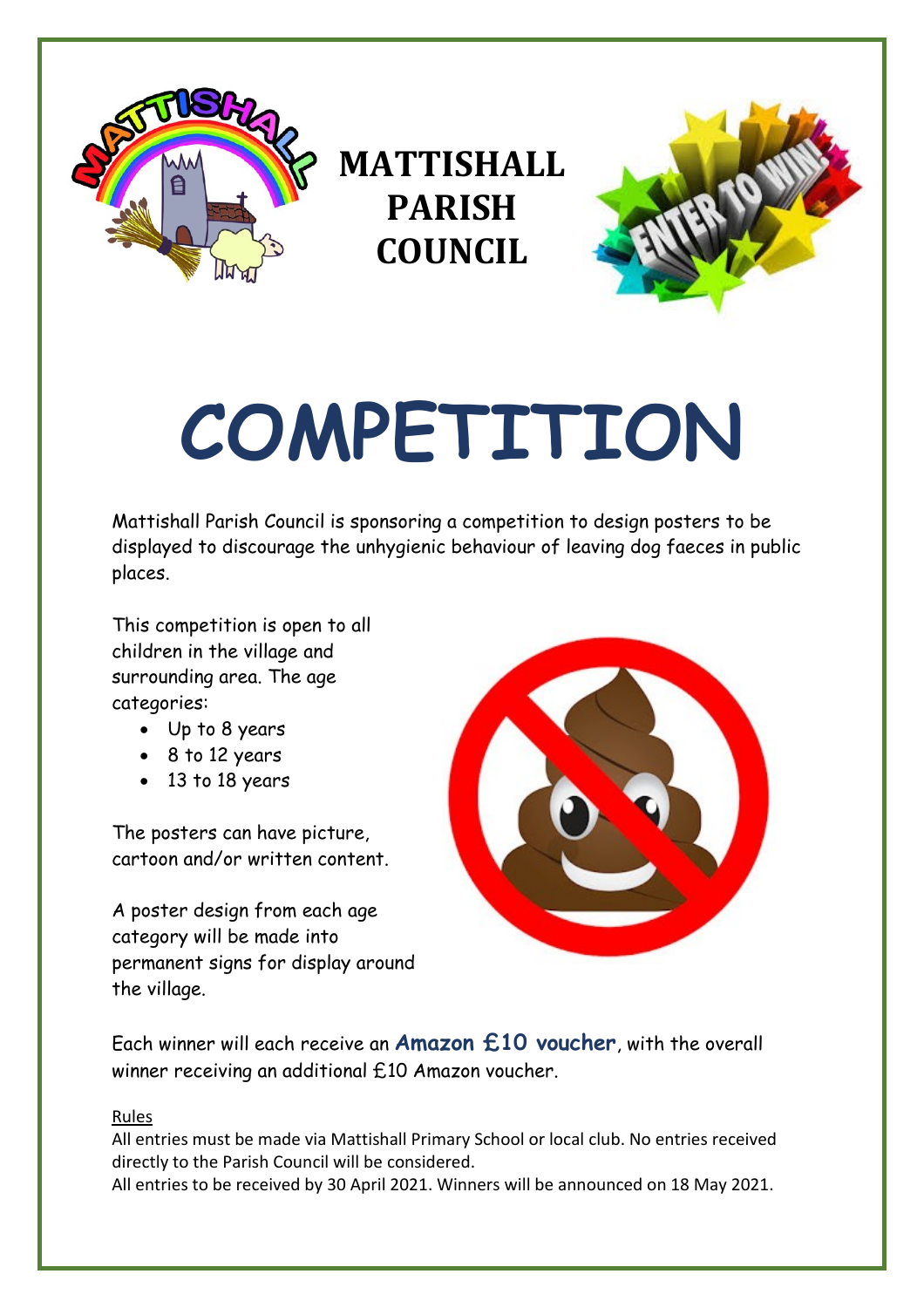# MATTISHALL PARISH COUNCIL

# COMPETITION

Mattishall Parish Council is sponsoring a competition to design posters to be displayed to discourage the unhygienic behaviour of leaving dog faeces in public places.

This competition is open to all children in the village and surrounding area. The age categories:

- Up to 8 years
- 8 to 12 years
- 13 to 18 years

The posters can have picture, cartoon and/or written content.

A poster design from each age category will be made into permanent signs for display around the village.

Each winner will each receive an **Amazon £10 voucher**, with the overall winner receiving an additional £10 Amazon voucher.

Rules

All entries must be made via Mattishall Primary School or local club. No entries received directly to the Parish Council will be considered.

All entries to be received by 30 April 2021. Winners will be announced on 18 May 2021.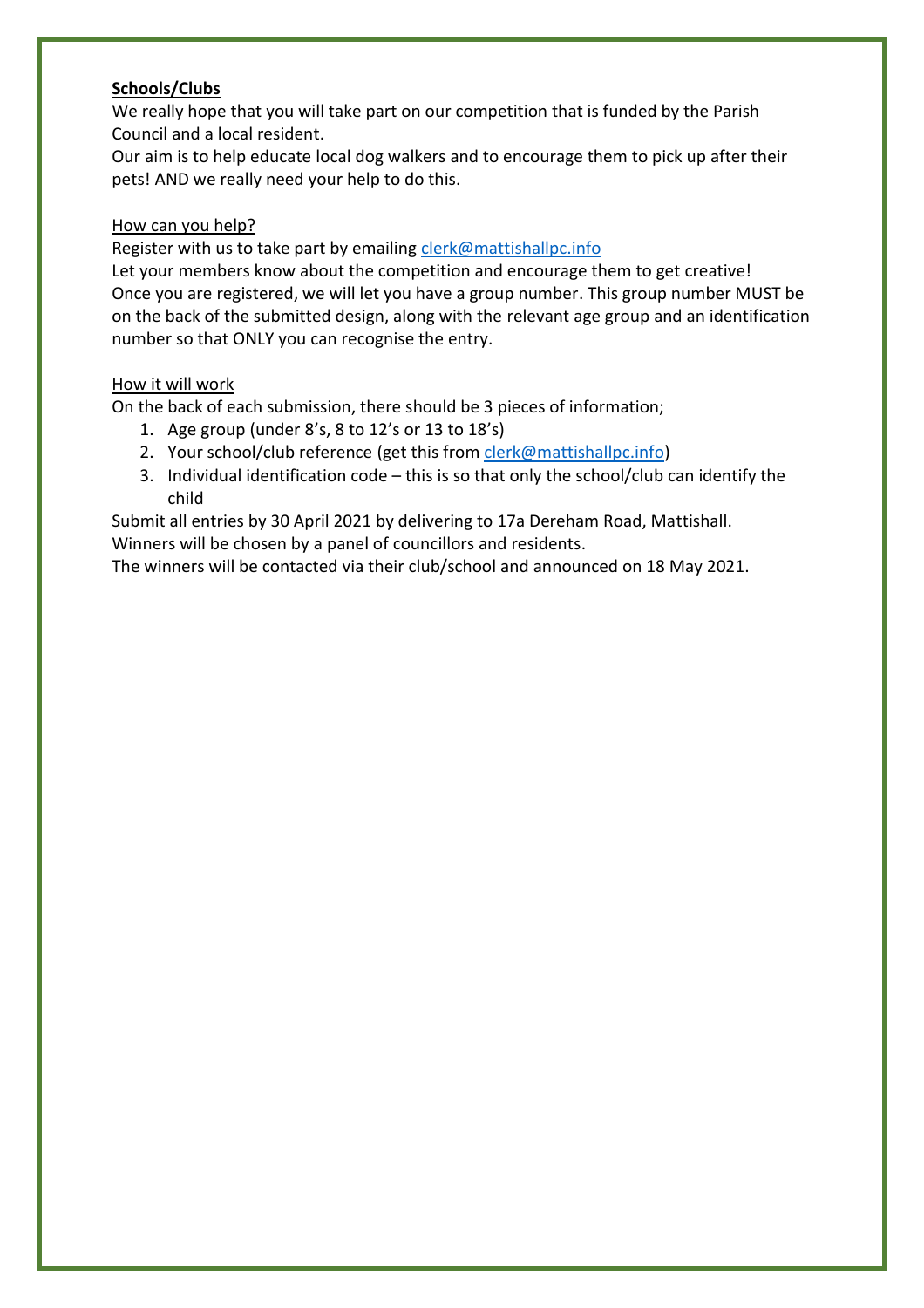**Schools/Clubs**

We really hope that you will take part on our competition that is funded by the Parish Council and a local resident.

Our aim is to help educate local dog walkers and to encourage them to pick up after their pets! AND we really need your help to do this.

How can you help?

Register with us to take part by emailing clerk@mattishallpc.info

Let your members know about the competition and encourage them to get creative!

Once you are registered, we will let you have a group number. This group number MUST be on the back of the submitted design, along with the relevant age group and an identification number so that ONLY you can recognise the entry.

How it will work

On the back of each submission, there should be 3 pieces of information;

1. Age group (under 8's, 8 to 12's or 13 to 18's)
2. Your school/club reference (get this from clerk@mattishallpc.info)
3. Individual identification code – this is so that only the school/club can identify the child

Submit all entries by 30 April 2021 by delivering to 17a Dereham Road, Mattishall.

Winners will be chosen by a panel of councillors and residents.

The winners will be contacted via their club/school and announced on 18 May 2021.